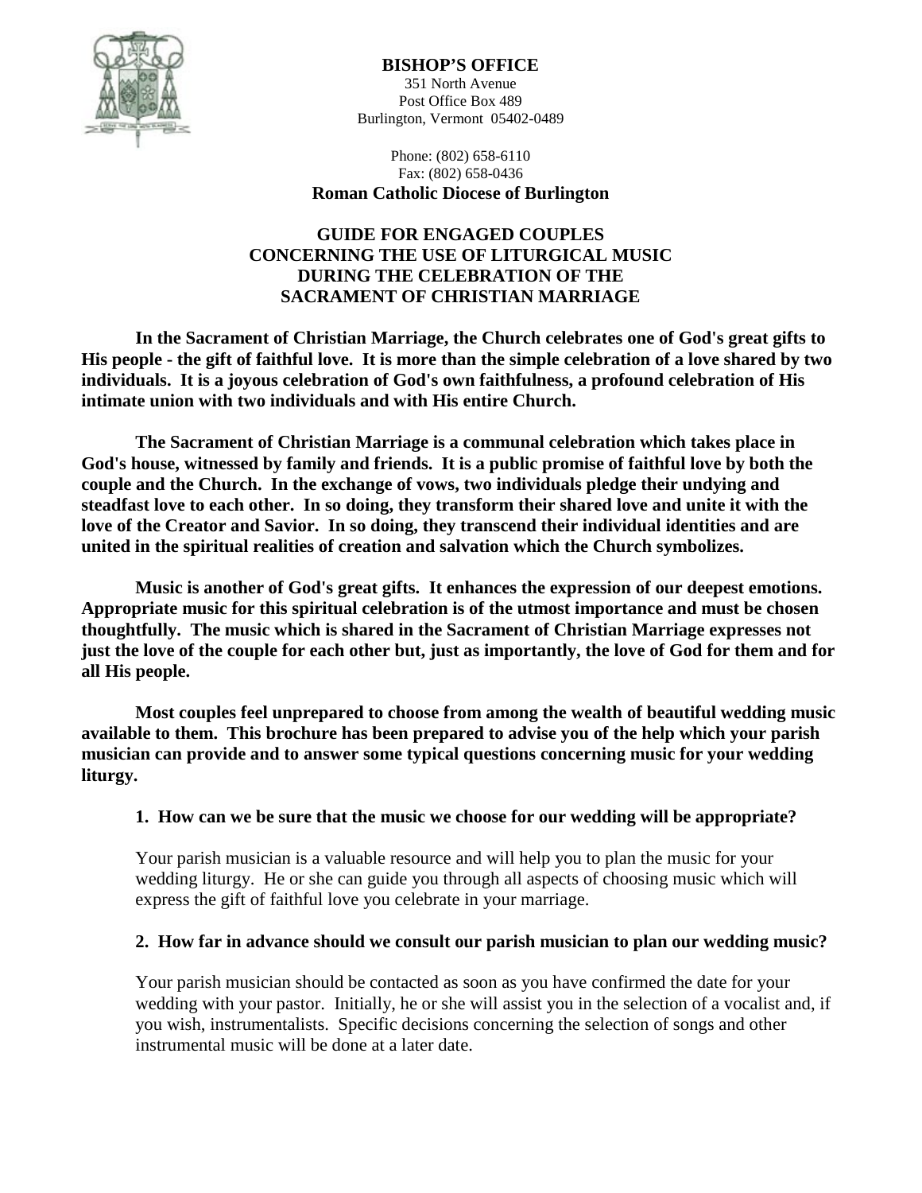**BISHOP'S OFFICE**
351 North Avenue
Post Office Box 489
Burlington, Vermont 05402-0489

Phone: (802) 658-6110
Fax: (802) 658-0436
**Roman Catholic Diocese of Burlington**

# GUIDE FOR ENGAGED COUPLES CONCERNING THE USE OF LITURGICAL MUSIC DURING THE CELEBRATION OF THE SACRAMENT OF CHRISTIAN MARRIAGE

**In the Sacrament of Christian Marriage, the Church celebrates one of God's great gifts to His people - the gift of faithful love. It is more than the simple celebration of a love shared by two individuals. It is a joyous celebration of God's own faithfulness, a profound celebration of His intimate union with two individuals and with His entire Church.**

**The Sacrament of Christian Marriage is a communal celebration which takes place in God's house, witnessed by family and friends. It is a public promise of faithful love by both the couple and the Church. In the exchange of vows, two individuals pledge their undying and steadfast love to each other. In so doing, they transform their shared love and unite it with the love of the Creator and Savior. In so doing, they transcend their individual identities and are united in the spiritual realities of creation and salvation which the Church symbolizes.**

**Music is another of God's great gifts. It enhances the expression of our deepest emotions. Appropriate music for this spiritual celebration is of the utmost importance and must be chosen thoughtfully. The music which is shared in the Sacrament of Christian Marriage expresses not just the love of the couple for each other but, just as importantly, the love of God for them and for all His people.**

**Most couples feel unprepared to choose from among the wealth of beautiful wedding music available to them. This brochure has been prepared to advise you of the help which your parish musician can provide and to answer some typical questions concerning music for your wedding liturgy.**

**1. How can we be sure that the music we choose for our wedding will be appropriate?**

Your parish musician is a valuable resource and will help you to plan the music for your wedding liturgy. He or she can guide you through all aspects of choosing music which will express the gift of faithful love you celebrate in your marriage.

**2. How far in advance should we consult our parish musician to plan our wedding music?**

Your parish musician should be contacted as soon as you have confirmed the date for your wedding with your pastor. Initially, he or she will assist you in the selection of a vocalist and, if you wish, instrumentalists. Specific decisions concerning the selection of songs and other instrumental music will be done at a later date.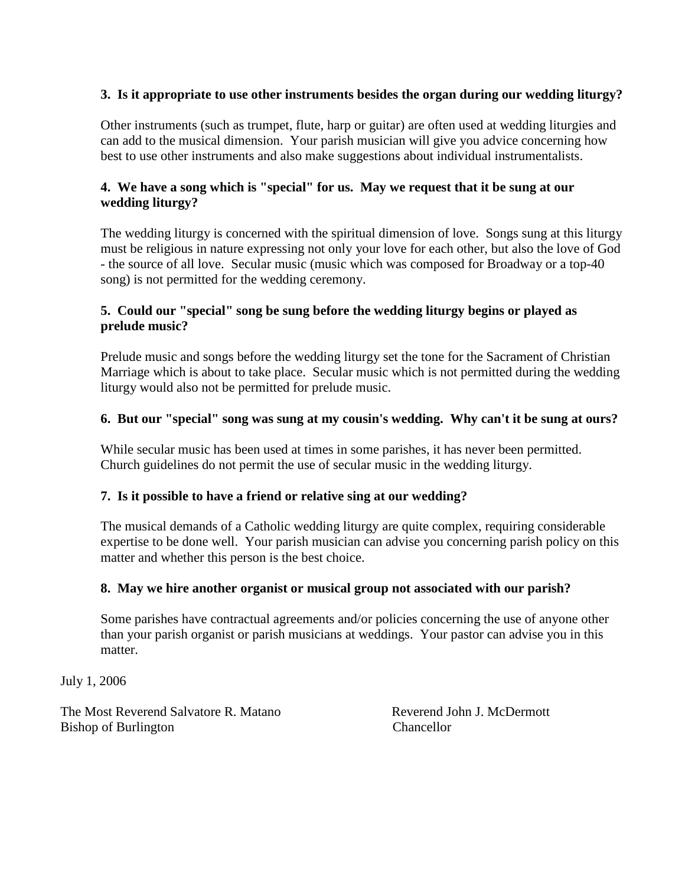**3. Is it appropriate to use other instruments besides the organ during our wedding liturgy?**

Other instruments (such as trumpet, flute, harp or guitar) are often used at wedding liturgies and can add to the musical dimension. Your parish musician will give you advice concerning how best to use other instruments and also make suggestions about individual instrumentalists.

**4. We have a song which is "special" for us. May we request that it be sung at our wedding liturgy?**

The wedding liturgy is concerned with the spiritual dimension of love. Songs sung at this liturgy must be religious in nature expressing not only your love for each other, but also the love of God - the source of all love. Secular music (music which was composed for Broadway or a top-40 song) is not permitted for the wedding ceremony.

**5. Could our "special" song be sung before the wedding liturgy begins or played as prelude music?**

Prelude music and songs before the wedding liturgy set the tone for the Sacrament of Christian Marriage which is about to take place. Secular music which is not permitted during the wedding liturgy would also not be permitted for prelude music.

**6. But our "special" song was sung at my cousin's wedding. Why can't it be sung at ours?**

While secular music has been used at times in some parishes, it has never been permitted. Church guidelines do not permit the use of secular music in the wedding liturgy.

**7. Is it possible to have a friend or relative sing at our wedding?**

The musical demands of a Catholic wedding liturgy are quite complex, requiring considerable expertise to be done well. Your parish musician can advise you concerning parish policy on this matter and whether this person is the best choice.

**8. May we hire another organist or musical group not associated with our parish?**

Some parishes have contractual agreements and/or policies concerning the use of anyone other than your parish organist or parish musicians at weddings. Your pastor can advise you in this matter.

July 1, 2006

The Most Reverend Salvatore R. Matano
Bishop of Burlington

Reverend John J. McDermott
Chancellor